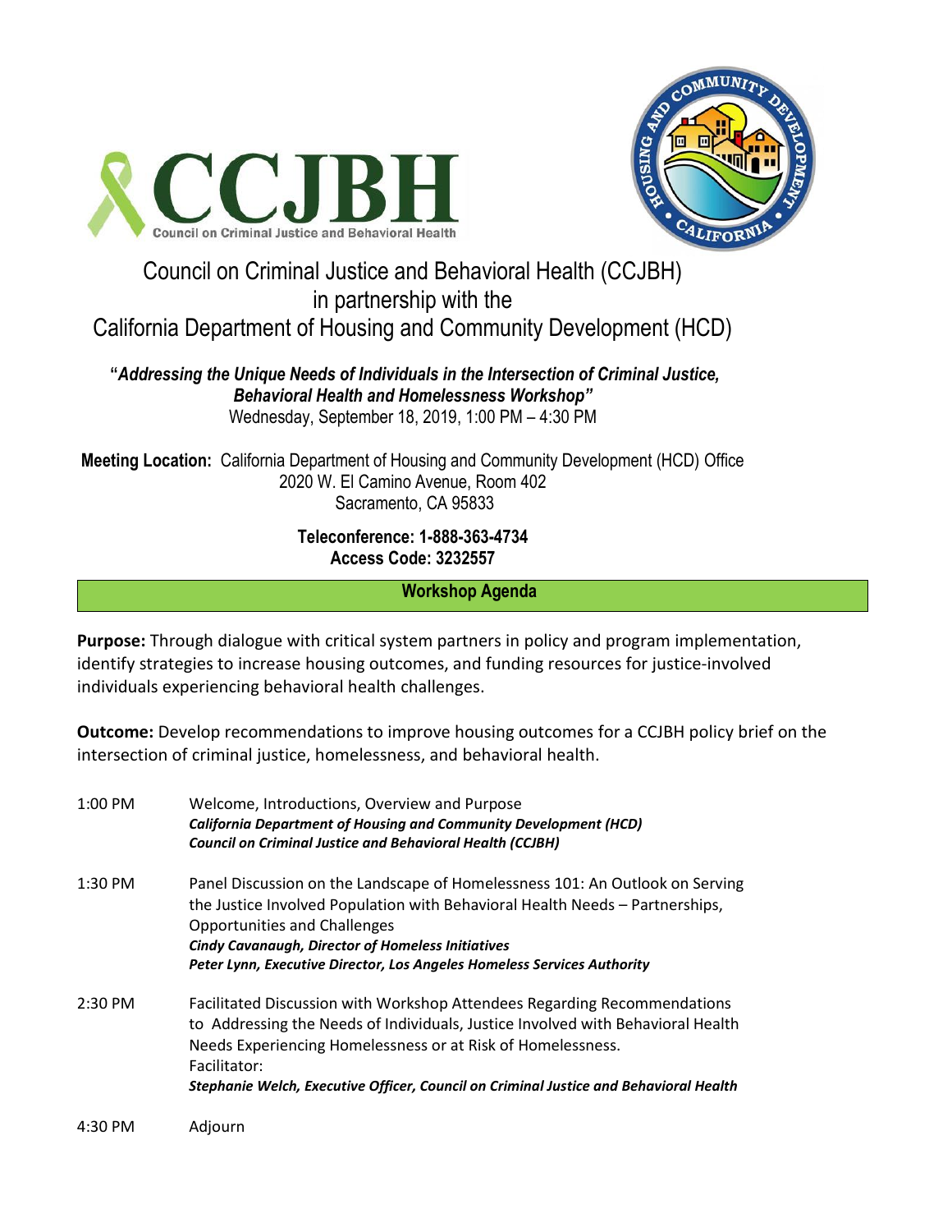# Council on Criminal Justice and Behavioral Health (CCJBH) in partnership with the California Department of Housing and Community Development (HCD)

**"*Addressing the Unique Needs of Individuals in the Intersection of Criminal Justice, Behavioral Health and Homelessness Workshop"***
Wednesday, September 18, 2019, 1:00 PM – 4:30 PM

**Meeting Location:** California Department of Housing and Community Development (HCD) Office
2020 W. El Camino Avenue, Room 402
Sacramento, CA 95833

**Teleconference: 1-888-363-4734**
**Access Code: 3232557**

## Workshop Agenda

**Purpose:** Through dialogue with critical system partners in policy and program implementation, identify strategies to increase housing outcomes, and funding resources for justice-involved individuals experiencing behavioral health challenges.

**Outcome:** Develop recommendations to improve housing outcomes for a CCJBH policy brief on the intersection of criminal justice, homelessness, and behavioral health.

| | |
|---|---|
| 1:00 PM | Welcome, Introductions, Overview and Purpose<br>***California Department of Housing and Community Development (HCD)***<br>***Council on Criminal Justice and Behavioral Health (CCJBH)*** |
| 1:30 PM | Panel Discussion on the Landscape of Homelessness 101: An Outlook on Serving the Justice Involved Population with Behavioral Health Needs – Partnerships, Opportunities and Challenges<br>***Cindy Cavanaugh, Director of Homeless Initiatives***<br>***Peter Lynn, Executive Director, Los Angeles Homeless Services Authority*** |
| 2:30 PM | Facilitated Discussion with Workshop Attendees Regarding Recommendations to Addressing the Needs of Individuals, Justice Involved with Behavioral Health Needs Experiencing Homelessness or at Risk of Homelessness.<br>Facilitator:<br>***Stephanie Welch, Executive Officer, Council on Criminal Justice and Behavioral Health*** |
| 4:30 PM | Adjourn |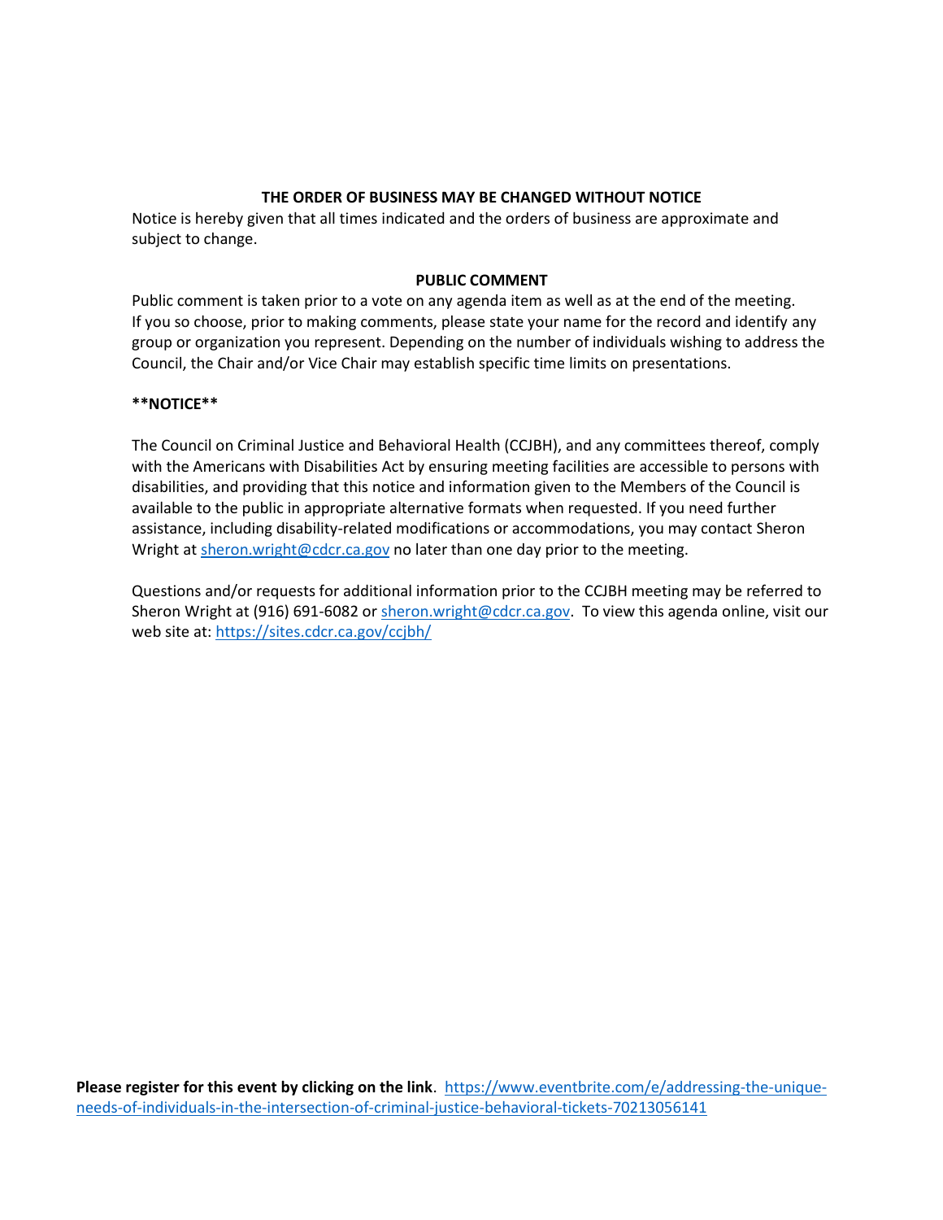**THE ORDER OF BUSINESS MAY BE CHANGED WITHOUT NOTICE**

Notice is hereby given that all times indicated and the orders of business are approximate and subject to change.

**PUBLIC COMMENT**

Public comment is taken prior to a vote on any agenda item as well as at the end of the meeting. If you so choose, prior to making comments, please state your name for the record and identify any group or organization you represent. Depending on the number of individuals wishing to address the Council, the Chair and/or Vice Chair may establish specific time limits on presentations.

****NOTICE****

The Council on Criminal Justice and Behavioral Health (CCJBH), and any committees thereof, comply with the Americans with Disabilities Act by ensuring meeting facilities are accessible to persons with disabilities, and providing that this notice and information given to the Members of the Council is available to the public in appropriate alternative formats when requested. If you need further assistance, including disability-related modifications or accommodations, you may contact Sheron Wright at sheron.wright@cdcr.ca.gov no later than one day prior to the meeting.

Questions and/or requests for additional information prior to the CCJBH meeting may be referred to Sheron Wright at (916) 691-6082 or sheron.wright@cdcr.ca.gov. To view this agenda online, visit our web site at: https://sites.cdcr.ca.gov/ccjbh/

**Please register for this event by clicking on the link**. https://www.eventbrite.com/e/addressing-the-unique-needs-of-individuals-in-the-intersection-of-criminal-justice-behavioral-tickets-70213056141